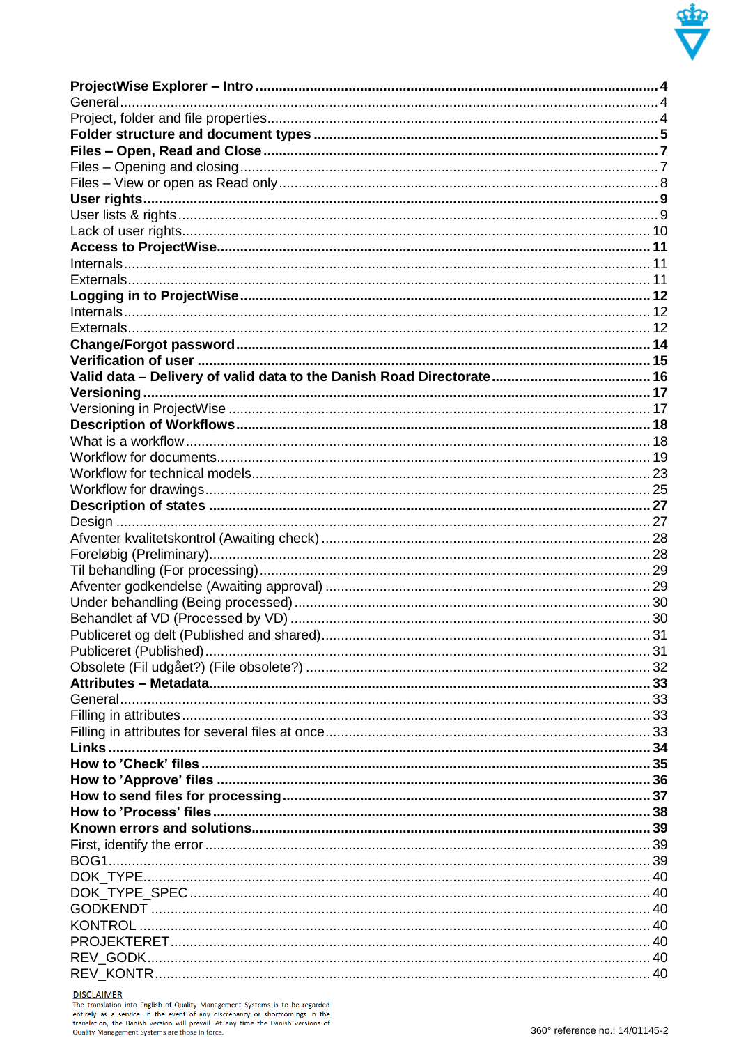**ProjectWise Explorer – Intro** .......... **4**
General .......... 4
Project, folder and file properties .......... 4
**Folder structure and document types** .......... **5**
**Files – Open, Read and Close** .......... **7**
Files – Opening and closing .......... 7
Files – View or open as Read only .......... 8
**User rights** .......... **9**
User lists & rights .......... 9
Lack of user rights .......... 10
**Access to ProjectWise** .......... **11**
Internals .......... 11
Externals .......... 11
**Logging in to ProjectWise** .......... **12**
Internals .......... 12
Externals .......... 12
**Change/Forgot password** .......... **14**
**Verification of user** .......... **15**
**Valid data – Delivery of valid data to the Danish Road Directorate** .......... **16**
**Versioning** .......... **17**
Versioning in ProjectWise .......... 17
**Description of Workflows** .......... **18**
What is a workflow .......... 18
Workflow for documents .......... 19
Workflow for technical models .......... 23
Workflow for drawings .......... 25
**Description of states** .......... **27**
Design .......... 27
Afventer kvalitetskontrol (Awaiting check) .......... 28
Foreløbig (Preliminary) .......... 28
Til behandling (For processing) .......... 29
Afventer godkendelse (Awaiting approval) .......... 29
Under behandling (Being processed) .......... 30
Behandlet af VD (Processed by VD) .......... 30
Publiceret og delt (Published and shared) .......... 31
Publiceret (Published) .......... 31
Obsolete (Fil udgået?) (File obsolete?) .......... 32
**Attributes – Metadata** .......... **33**
General .......... 33
Filling in attributes .......... 33
Filling in attributes for several files at once .......... 33
**Links** .......... **34**
**How to 'Check' files** .......... **35**
**How to 'Approve' files** .......... **36**
**How to send files for processing** .......... **37**
**How to 'Process' files** .......... **38**
**Known errors and solutions** .......... **39**
First, identify the error .......... 39
BOG1 .......... 39
DOK_TYPE .......... 40
DOK_TYPE_SPEC .......... 40
GODKENDT .......... 40
KONTROL .......... 40
PROJEKTERET .......... 40
REV_GODK .......... 40
REV_KONTR .......... 40

DISCLAIMER
The translation into English of Quality Management Systems is to be regarded entirely as a service. In the event of any discrepancy or shortcomings in the translation, the Danish version will prevail. At any time the Danish versions of Quality Management Systems are those in force.

360° reference no.: 14/01145-2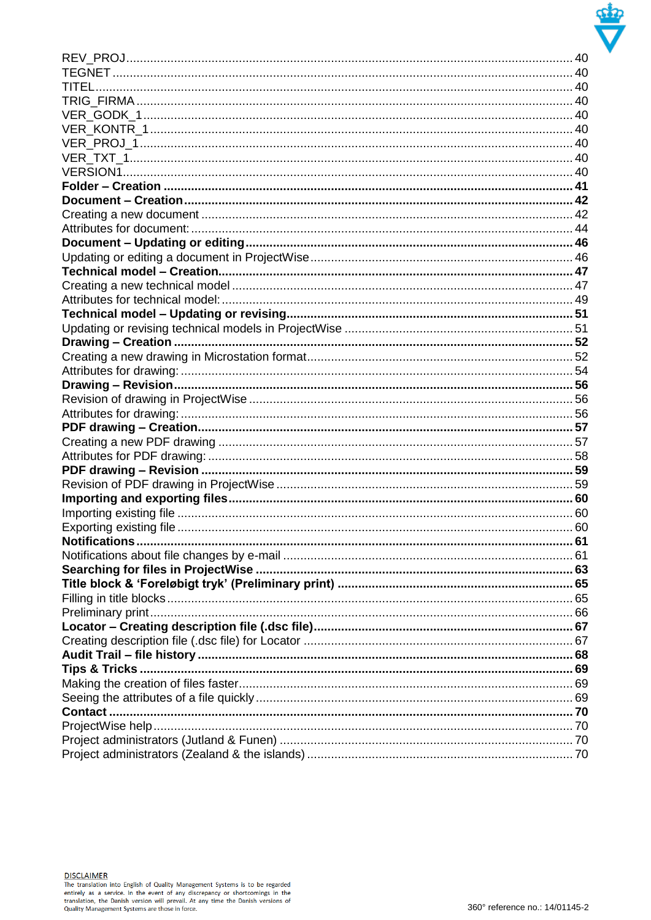REV_PROJ ........ 40
TEGNET ........ 40
TITEL ........ 40
TRIG_FIRMA ........ 40
VER_GODK_1 ........ 40
VER_KONTR_1 ........ 40
VER_PROJ_1 ........ 40
VER_TXT_1 ........ 40
VERSION1 ........ 40
**Folder – Creation ........ 41**
**Document – Creation ........ 42**
Creating a new document ........ 42
Attributes for document: ........ 44
**Document – Updating or editing ........ 46**
Updating or editing a document in ProjectWise ........ 46
**Technical model – Creation ........ 47**
Creating a new technical model ........ 47
Attributes for technical model: ........ 49
**Technical model – Updating or revising ........ 51**
Updating or revising technical models in ProjectWise ........ 51
**Drawing – Creation ........ 52**
Creating a new drawing in Microstation format ........ 52
Attributes for drawing: ........ 54
**Drawing – Revision ........ 56**
Revision of drawing in ProjectWise ........ 56
Attributes for drawing: ........ 56
**PDF drawing – Creation ........ 57**
Creating a new PDF drawing ........ 57
Attributes for PDF drawing: ........ 58
**PDF drawing – Revision ........ 59**
Revision of PDF drawing in ProjectWise ........ 59
**Importing and exporting files ........ 60**
Importing existing file ........ 60
Exporting existing file ........ 60
**Notifications ........ 61**
Notifications about file changes by e-mail ........ 61
**Searching for files in ProjectWise ........ 63**
**Title block & 'Foreløbigt tryk' (Preliminary print) ........ 65**
Filling in title blocks ........ 65
Preliminary print ........ 66
**Locator – Creating description file (.dsc file) ........ 67**
Creating description file (.dsc file) for Locator ........ 67
**Audit Trail – file history ........ 68**
**Tips & Tricks ........ 69**
Making the creation of files faster ........ 69
Seeing the attributes of a file quickly ........ 69
**Contact ........ 70**
ProjectWise help ........ 70
Project administrators (Jutland & Funen) ........ 70
Project administrators (Zealand & the islands) ........ 70

DISCLAIMER
The translation into English of Quality Management Systems is to be regarded entirely as a service. In the event of any discrepancy or shortcomings in the translation, the Danish version will prevail. At any time the Danish versions of Quality Management Systems are those in force.

360° reference no.: 14/01145-2